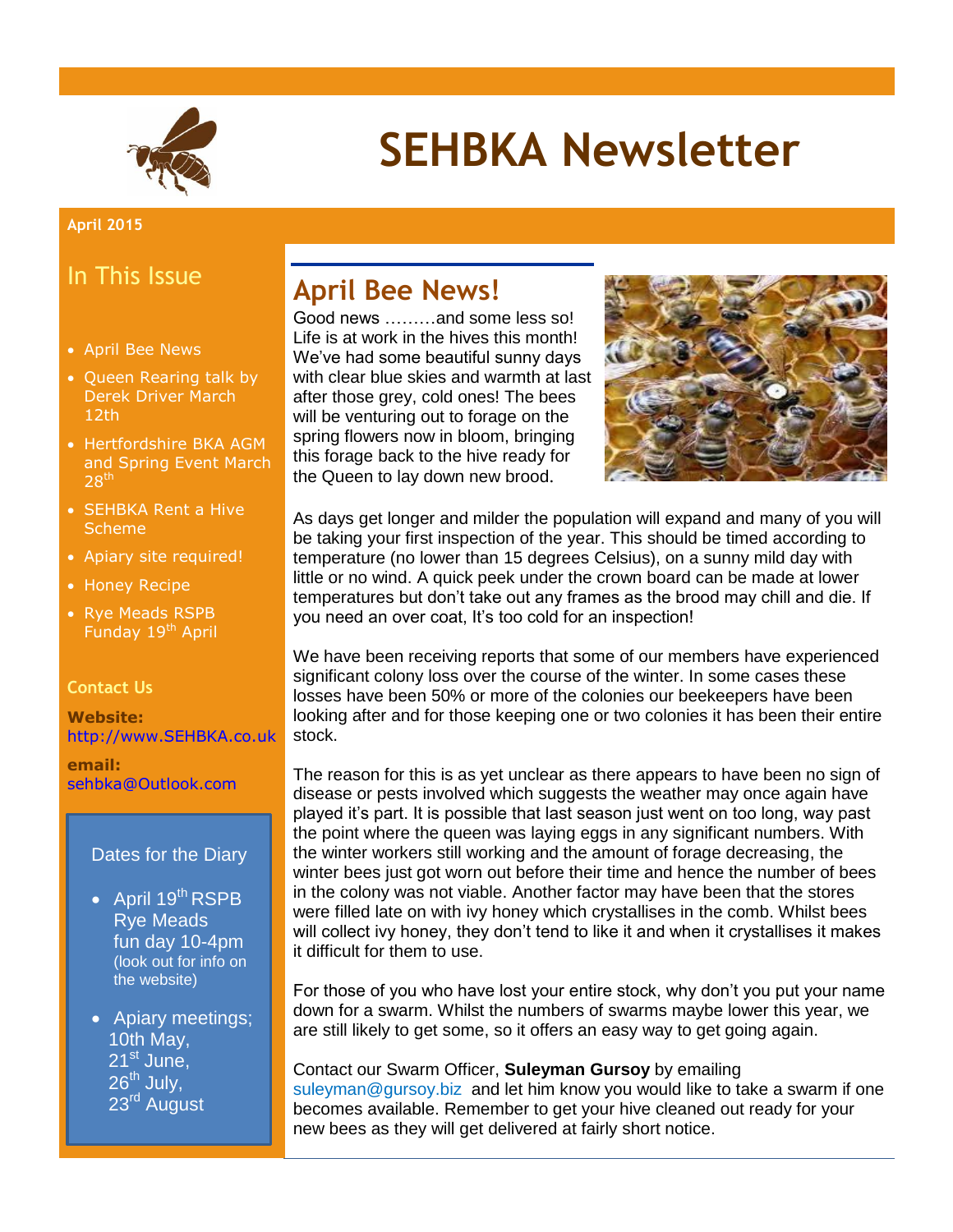# SEHBKA Newsletter

**April 2015**

## In This Issue

- April Bee News
- Queen Rearing talk by Derek Driver March 12th
- Hertfordshire BKA AGM and Spring Event March 28th
- SEHBKA Rent a Hive Scheme
- Apiary site required!
- Honey Recipe
- Rye Meads RSPB Funday 19th April

### Contact Us

**Website:** http://www.SEHBKA.co.uk

**email:** sehbka@Outlook.com

### Dates for the Diary

- April 19th RSPB Rye Meads fun day 10-4pm (look out for info on the website)
- Apiary meetings; 10th May, 21st June, 26th July, 23rd August

## April Bee News!

Good news ………and some less so! Life is at work in the hives this month! We've had some beautiful sunny days with clear blue skies and warmth at last after those grey, cold ones! The bees will be venturing out to forage on the spring flowers now in bloom, bringing this forage back to the hive ready for the Queen to lay down new brood.

As days get longer and milder the population will expand and many of you will be taking your first inspection of the year. This should be timed according to temperature (no lower than 15 degrees Celsius), on a sunny mild day with little or no wind. A quick peek under the crown board can be made at lower temperatures but don't take out any frames as the brood may chill and die. If you need an over coat, It's too cold for an inspection!

We have been receiving reports that some of our members have experienced significant colony loss over the course of the winter. In some cases these losses have been 50% or more of the colonies our beekeepers have been looking after and for those keeping one or two colonies it has been their entire stock.

The reason for this is as yet unclear as there appears to have been no sign of disease or pests involved which suggests the weather may once again have played it's part. It is possible that last season just went on too long, way past the point where the queen was laying eggs in any significant numbers. With the winter workers still working and the amount of forage decreasing, the winter bees just got worn out before their time and hence the number of bees in the colony was not viable. Another factor may have been that the stores were filled late on with ivy honey which crystallises in the comb. Whilst bees will collect ivy honey, they don't tend to like it and when it crystallises it makes it difficult for them to use.

For those of you who have lost your entire stock, why don't you put your name down for a swarm. Whilst the numbers of swarms maybe lower this year, we are still likely to get some, so it offers an easy way to get going again.

Contact our Swarm Officer, **Suleyman Gursoy** by emailing suleyman@gursoy.biz and let him know you would like to take a swarm if one becomes available. Remember to get your hive cleaned out ready for your new bees as they will get delivered at fairly short notice.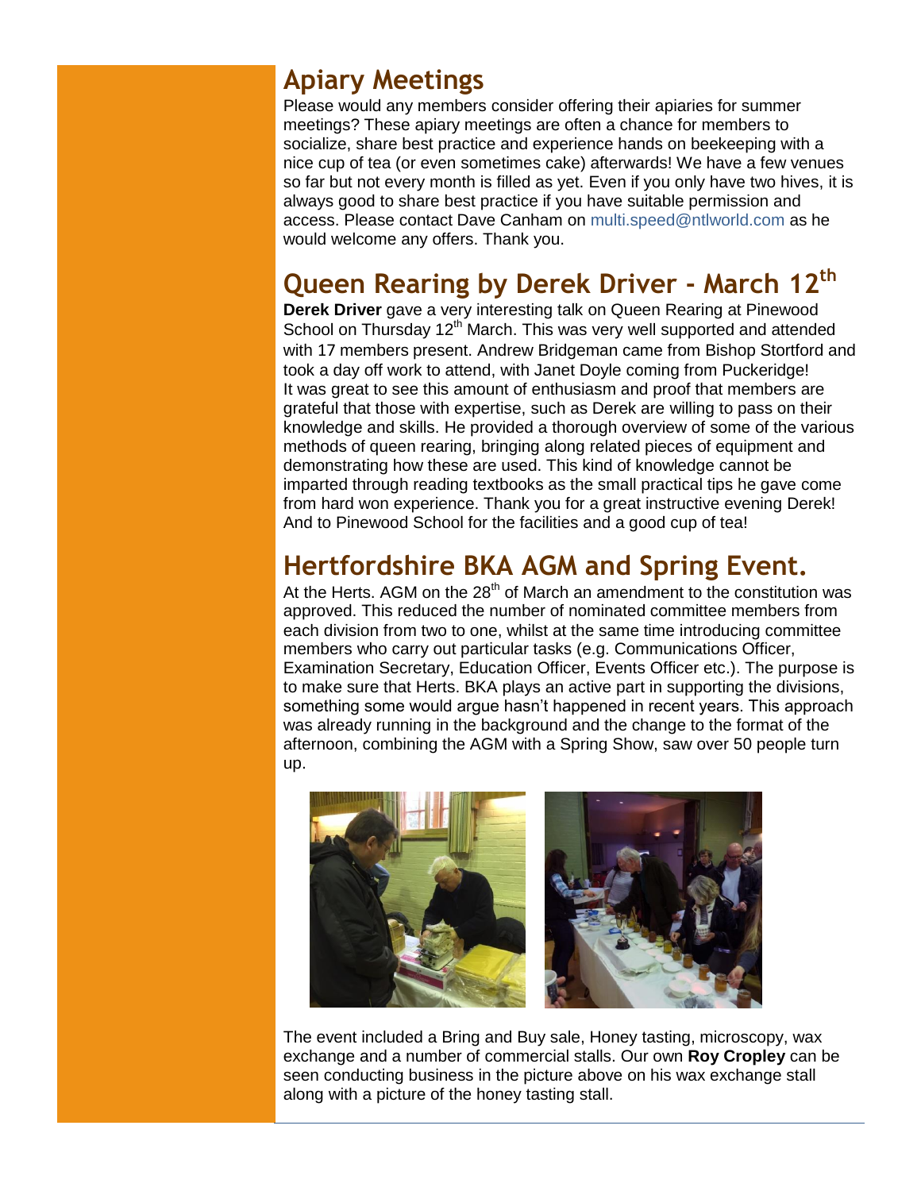## Apiary Meetings

Please would any members consider offering their apiaries for summer meetings? These apiary meetings are often a chance for members to socialize, share best practice and experience hands on beekeeping with a nice cup of tea (or even sometimes cake) afterwards! We have a few venues so far but not every month is filled as yet. Even if you only have two hives, it is always good to share best practice if you have suitable permission and access. Please contact Dave Canham on multi.speed@ntlworld.com as he would welcome any offers. Thank you.

## Queen Rearing by Derek Driver - March 12th

**Derek Driver** gave a very interesting talk on Queen Rearing at Pinewood School on Thursday 12th March. This was very well supported and attended with 17 members present. Andrew Bridgeman came from Bishop Stortford and took a day off work to attend, with Janet Doyle coming from Puckeridge! It was great to see this amount of enthusiasm and proof that members are grateful that those with expertise, such as Derek are willing to pass on their knowledge and skills. He provided a thorough overview of some of the various methods of queen rearing, bringing along related pieces of equipment and demonstrating how these are used. This kind of knowledge cannot be imparted through reading textbooks as the small practical tips he gave come from hard won experience. Thank you for a great instructive evening Derek! And to Pinewood School for the facilities and a good cup of tea!

## Hertfordshire BKA AGM and Spring Event.

At the Herts. AGM on the 28th of March an amendment to the constitution was approved. This reduced the number of nominated committee members from each division from two to one, whilst at the same time introducing committee members who carry out particular tasks (e.g. Communications Officer, Examination Secretary, Education Officer, Events Officer etc.). The purpose is to make sure that Herts. BKA plays an active part in supporting the divisions, something some would argue hasn't happened in recent years. This approach was already running in the background and the change to the format of the afternoon, combining the AGM with a Spring Show, saw over 50 people turn up.

The event included a Bring and Buy sale, Honey tasting, microscopy, wax exchange and a number of commercial stalls. Our own **Roy Cropley** can be seen conducting business in the picture above on his wax exchange stall along with a picture of the honey tasting stall.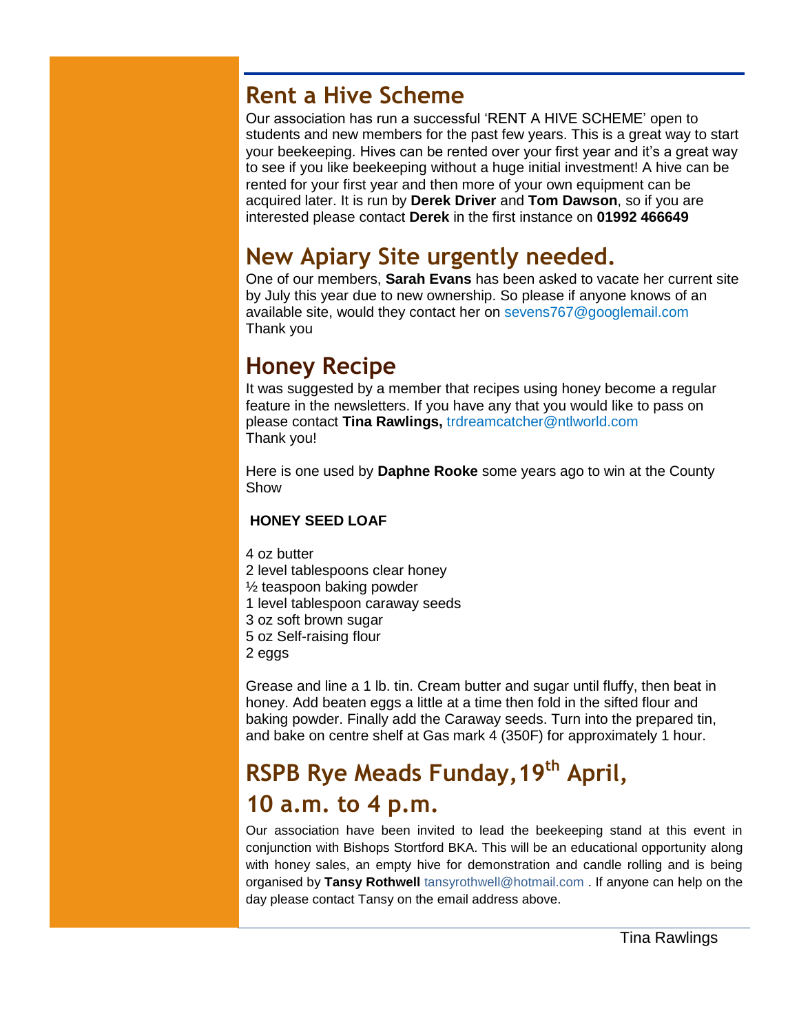## Rent a Hive Scheme

Our association has run a successful 'RENT A HIVE SCHEME' open to students and new members for the past few years. This is a great way to start your beekeeping. Hives can be rented over your first year and it's a great way to see if you like beekeeping without a huge initial investment! A hive can be rented for your first year and then more of your own equipment can be acquired later. It is run by **Derek Driver** and **Tom Dawson**, so if you are interested please contact **Derek** in the first instance on **01992 466649**

## New Apiary Site urgently needed.

One of our members, **Sarah Evans** has been asked to vacate her current site by July this year due to new ownership. So please if anyone knows of an available site, would they contact her on sevens767@googlemail.com
Thank you

## Honey Recipe

It was suggested by a member that recipes using honey become a regular feature in the newsletters. If you have any that you would like to pass on please contact **Tina Rawlings,** trdreamcatcher@ntlworld.com
Thank you!

Here is one used by **Daphne Rooke** some years ago to win at the County Show

**HONEY SEED LOAF**

4 oz butter
2 level tablespoons clear honey
½ teaspoon baking powder
1 level tablespoon caraway seeds
3 oz soft brown sugar
5 oz Self-raising flour
2 eggs

Grease and line a 1 lb. tin. Cream butter and sugar until fluffy, then beat in honey. Add beaten eggs a little at a time then fold in the sifted flour and baking powder. Finally add the Caraway seeds. Turn into the prepared tin, and bake on centre shelf at Gas mark 4 (350F) for approximately 1 hour.

## RSPB Rye Meads Funday, 19th April, 10 a.m. to 4 p.m.

Our association have been invited to lead the beekeeping stand at this event in conjunction with Bishops Stortford BKA. This will be an educational opportunity along with honey sales, an empty hive for demonstration and candle rolling and is being organised by **Tansy Rothwell** tansyrothwell@hotmail.com . If anyone can help on the day please contact Tansy on the email address above.

Tina Rawlings